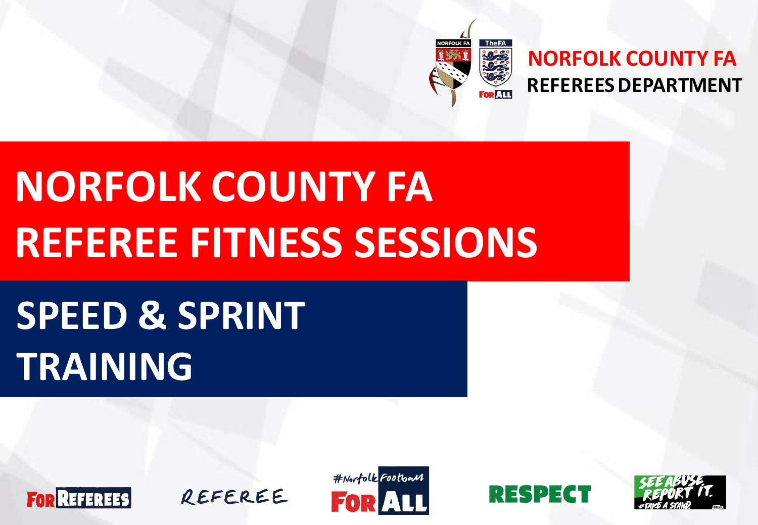NORFOLK COUNTY FA
REFEREES DEPARTMENT

# NORFOLK COUNTY FA REFEREE FITNESS SESSIONS

## SPEED & SPRINT TRAINING

FOR REFEREES

REFEREE

#NorfolkFootball FOR ALL

RESPECT

SEE ABUSE. REPORT IT. #TAKE A STAND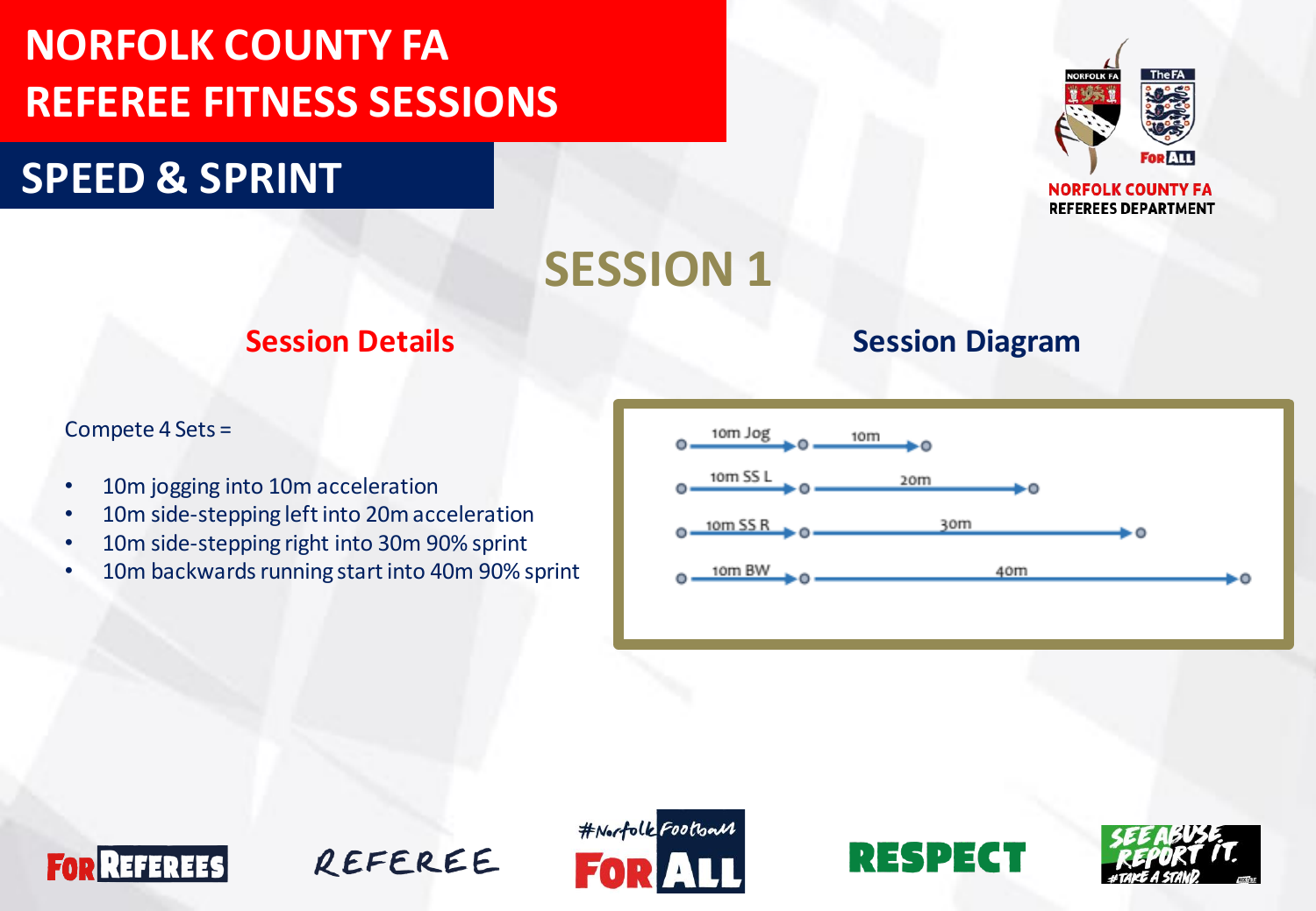# NORFOLK COUNTY FA REFEREE FITNESS SESSIONS

## SPEED & SPRINT

NORFOLK COUNTY FA
REFEREES DEPARTMENT

# SESSION 1

## Session Details

Compete 4 Sets =

- 10m jogging into 10m acceleration
- 10m side-stepping left into 20m acceleration
- 10m side-stepping right into 30m 90% sprint
- 10m backwards running start into 40m 90% sprint

## Session Diagram

| Start | Distance |
| --- | --- |
| 10m Jog | 10m |
| 10m SS L | 20m |
| 10m SS R | 30m |
| 10m BW | 40m |

FOR REFEREES · REFEREE · #NorfolkFootball FOR ALL · RESPECT · SEE ABUSE, REPORT IT. #TAKE A STAND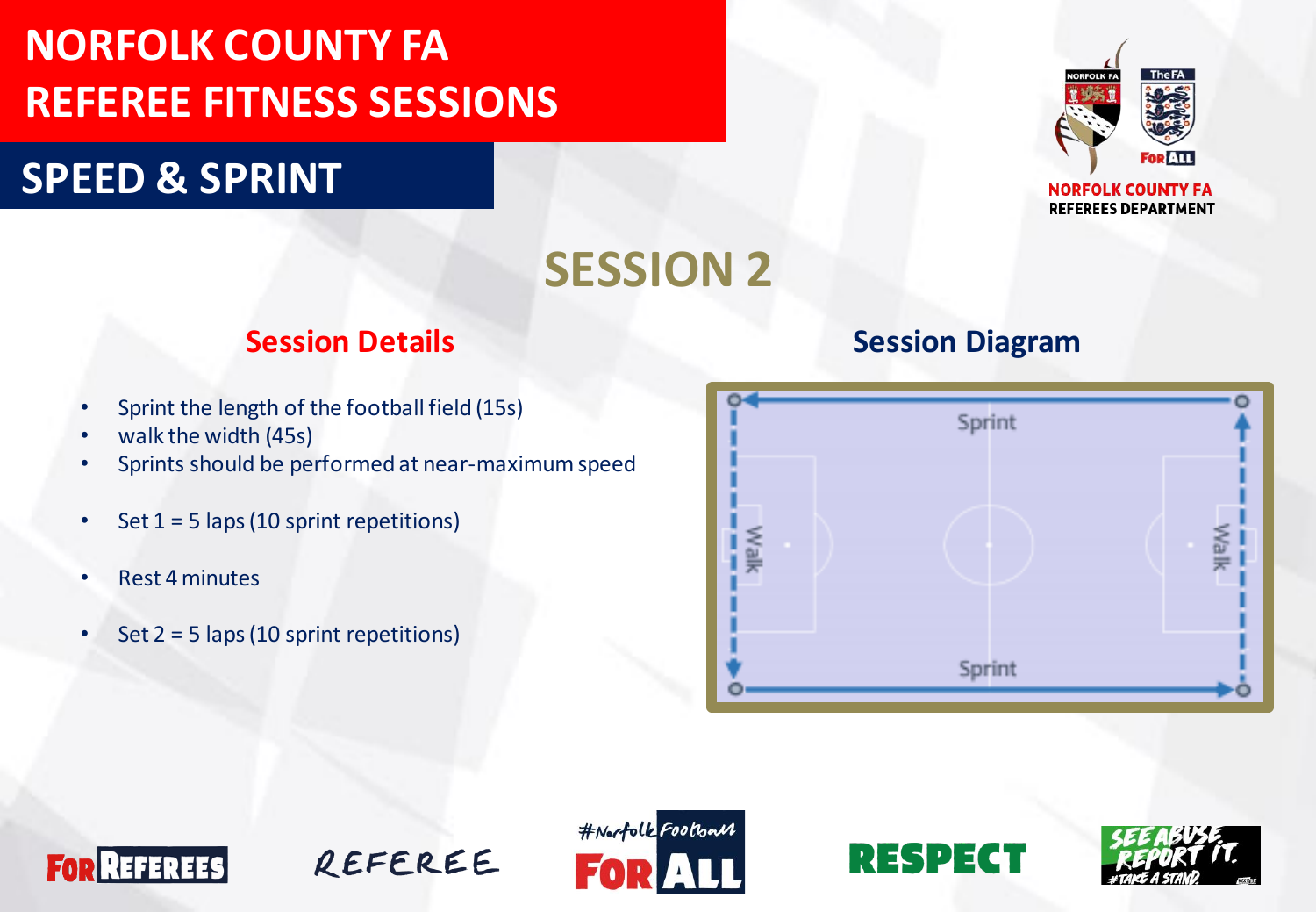# NORFOLK COUNTY FA REFEREE FITNESS SESSIONS

## SPEED & SPRINT

NORFOLK COUNTY FA
REFEREES DEPARTMENT

## SESSION 2

### Session Details

- Sprint the length of the football field (15s)
- walk the width (45s)
- Sprints should be performed at near-maximum speed
- Set 1 = 5 laps (10 sprint repetitions)
- Rest 4 minutes
- Set 2 = 5 laps (10 sprint repetitions)

### Session Diagram

Sprint

Walk

Walk

Sprint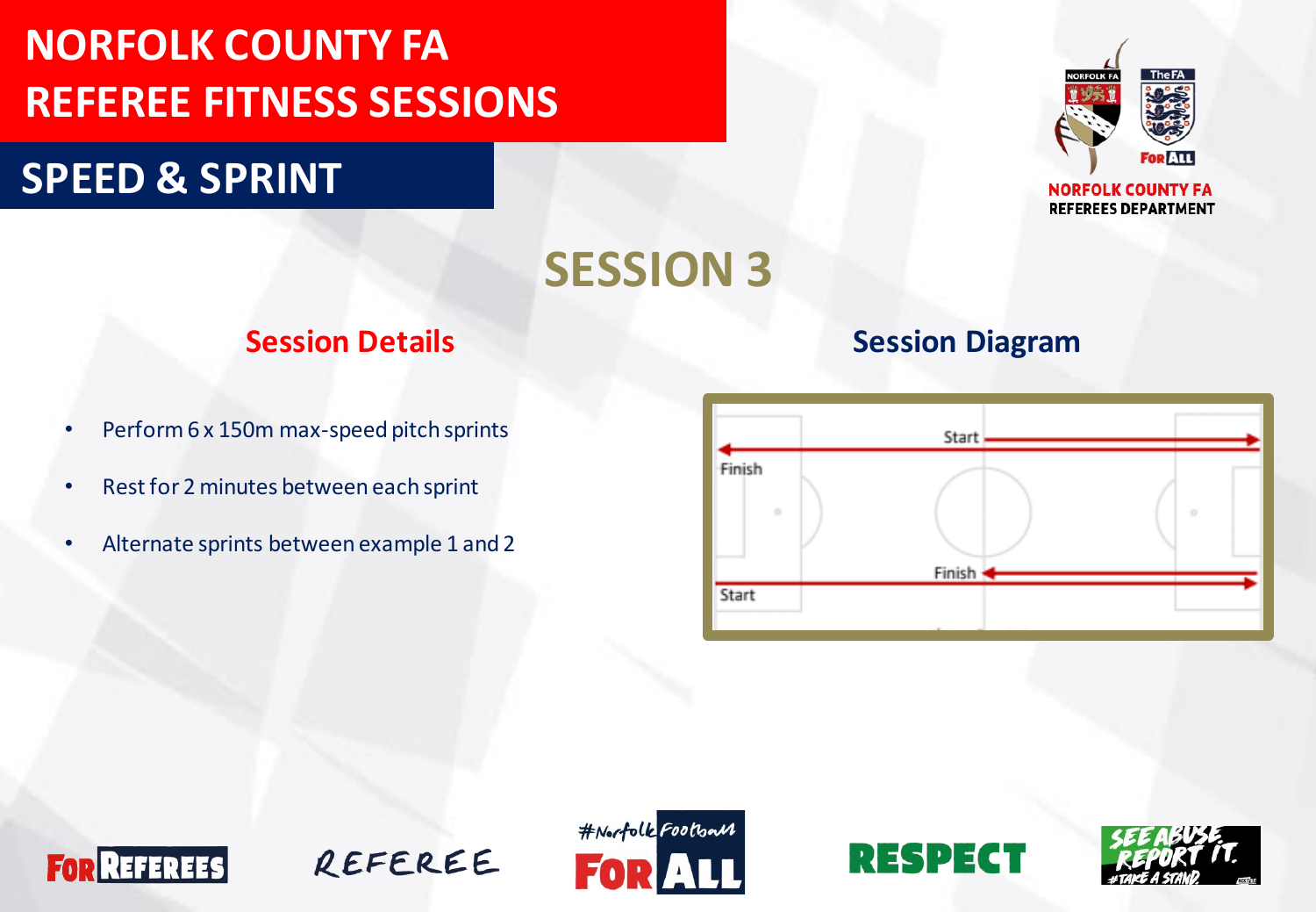# NORFOLK COUNTY FA REFEREE FITNESS SESSIONS

## SPEED & SPRINT

NORFOLK COUNTY FA
REFEREES DEPARTMENT

## SESSION 3

### Session Details

- Perform 6 x 150m max-speed pitch sprints
- Rest for 2 minutes between each sprint
- Alternate sprints between example 1 and 2

### Session Diagram

Start
Finish
Finish
Start

FOR REFEREES
REFEREE
#NorfolkFootball FOR ALL
RESPECT
SEE ABUSE, REPORT IT. #TAKE A STAND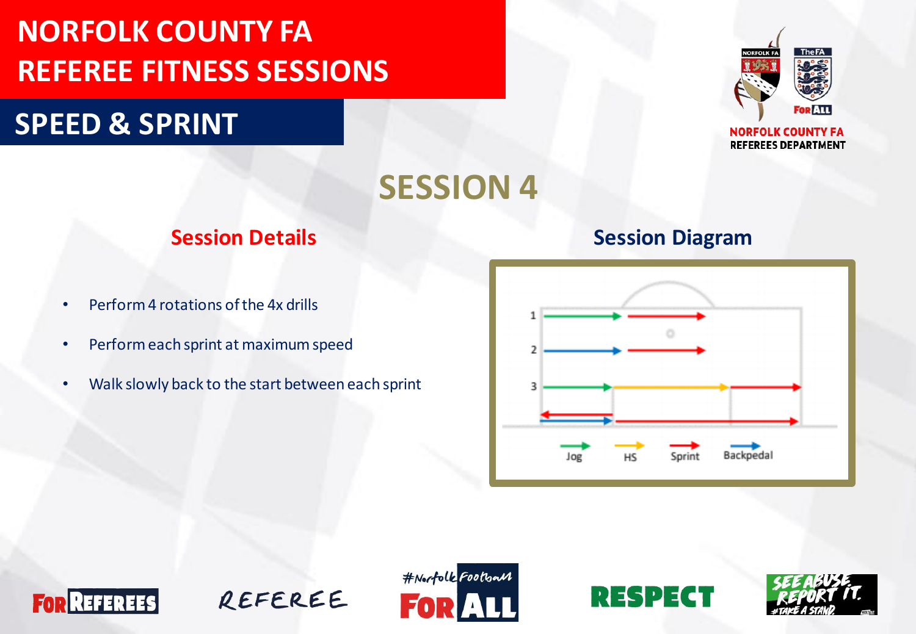# NORFOLK COUNTY FA REFEREE FITNESS SESSIONS

## SPEED & SPRINT

## SESSION 4

### Session Details

- Perform 4 rotations of the 4x drills
- Perform each sprint at maximum speed
- Walk slowly back to the start between each sprint

### Session Diagram

1
2
3

Jog HS Sprint Backpedal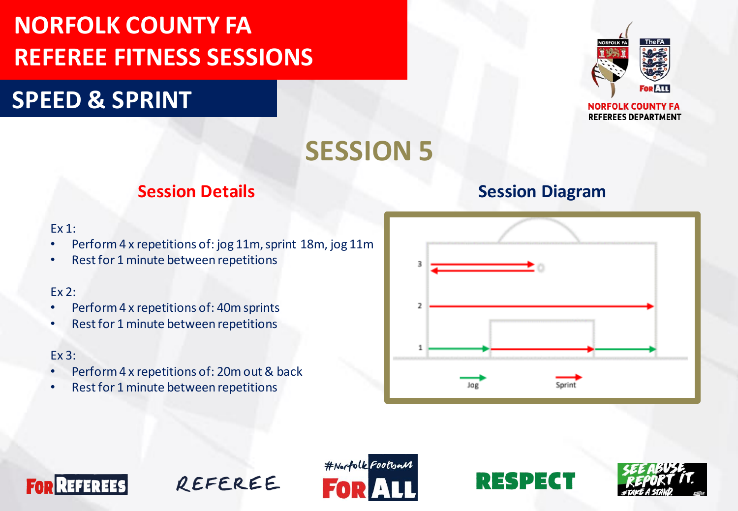# NORFOLK COUNTY FA REFEREE FITNESS SESSIONS

## SPEED & SPRINT

NORFOLK COUNTY FA
REFEREES DEPARTMENT

## SESSION 5

### Session Details

Ex 1:

- Perform 4 x repetitions of: jog 11m, sprint 18m, jog 11m
- Rest for 1 minute between repetitions

Ex 2:

- Perform 4 x repetitions of: 40m sprints
- Rest for 1 minute between repetitions

Ex 3:

- Perform 4 x repetitions of: 20m out & back
- Rest for 1 minute between repetitions

### Session Diagram

3

2

1

Jog

Sprint